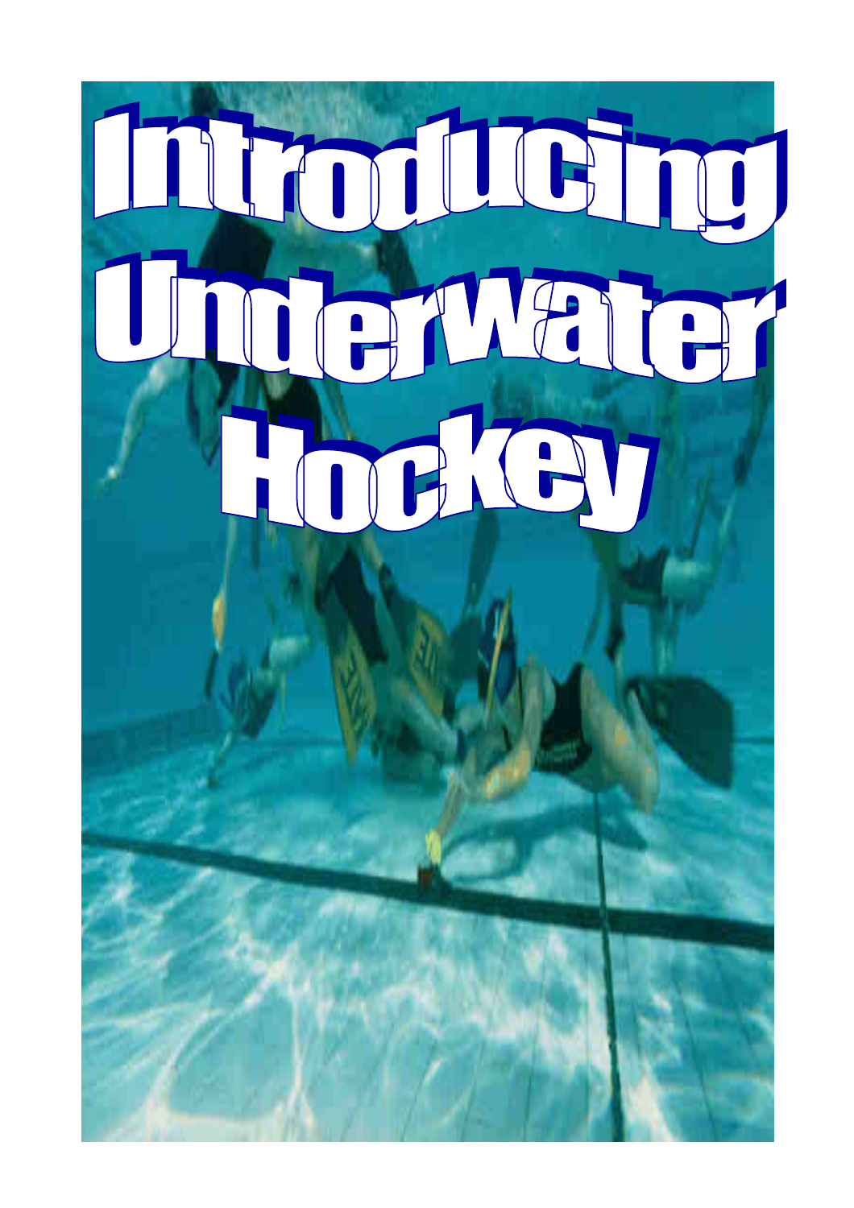# Introducing Underwater Hockey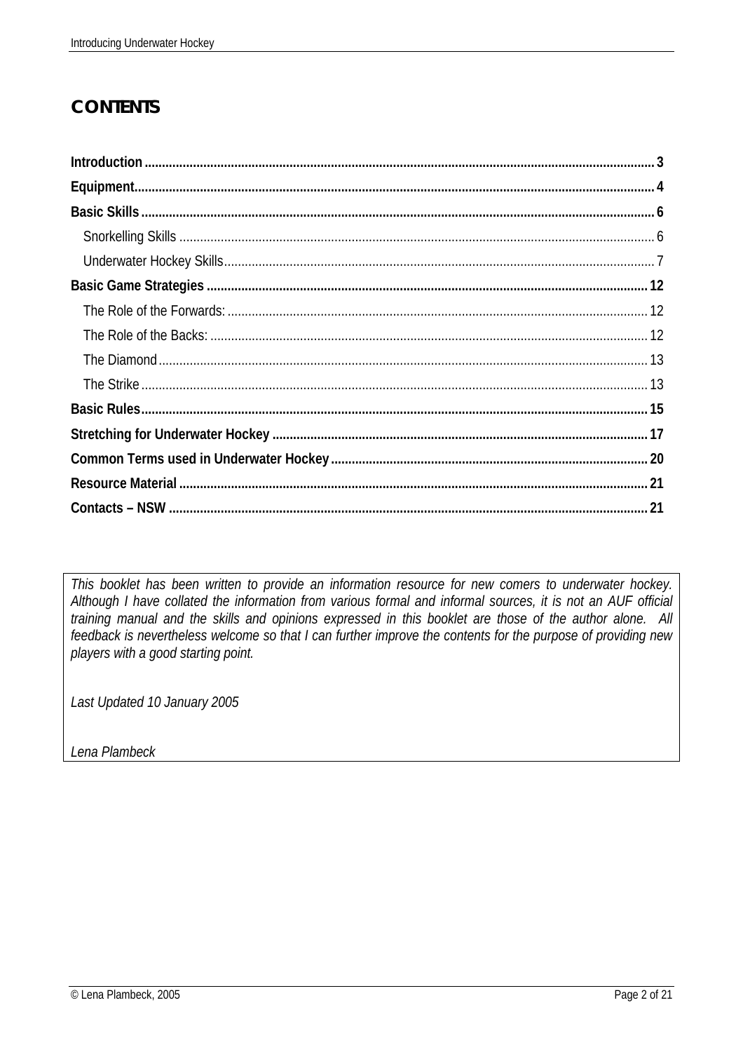# CONTENTS

**Introduction** .......... **3**
**Equipment** .......... **4**
**Basic Skills** .......... **6**
- Snorkelling Skills .......... 6
- Underwater Hockey Skills .......... 7

**Basic Game Strategies** .......... **12**
- The Role of the Forwards: .......... 12
- The Role of the Backs: .......... 12
- The Diamond .......... 13
- The Strike .......... 13

**Basic Rules** .......... **15**
**Stretching for Underwater Hockey** .......... **17**
**Common Terms used in Underwater Hockey** .......... **20**
**Resource Material** .......... **21**
**Contacts – NSW** .......... **21**

*This booklet has been written to provide an information resource for new comers to underwater hockey. Although I have collated the information from various formal and informal sources, it is not an AUF official training manual and the skills and opinions expressed in this booklet are those of the author alone. All feedback is nevertheless welcome so that I can further improve the contents for the purpose of providing new players with a good starting point.*

*Last Updated 10 January 2005*

*Lena Plambeck*

© Lena Plambeck, 2005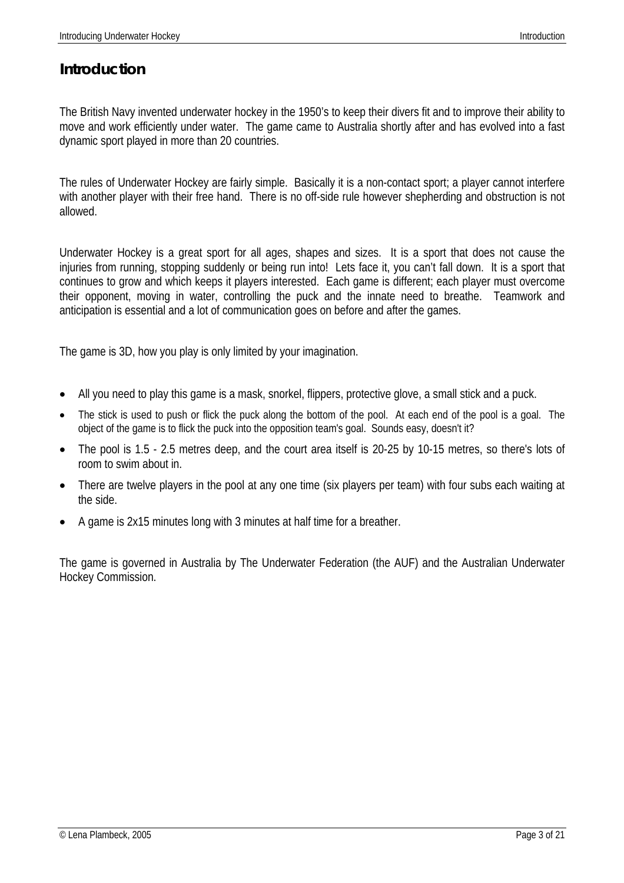# Introduction

The British Navy invented underwater hockey in the 1950's to keep their divers fit and to improve their ability to move and work efficiently under water. The game came to Australia shortly after and has evolved into a fast dynamic sport played in more than 20 countries.

The rules of Underwater Hockey are fairly simple. Basically it is a non-contact sport; a player cannot interfere with another player with their free hand. There is no off-side rule however shepherding and obstruction is not allowed.

Underwater Hockey is a great sport for all ages, shapes and sizes. It is a sport that does not cause the injuries from running, stopping suddenly or being run into! Lets face it, you can't fall down. It is a sport that continues to grow and which keeps it players interested. Each game is different; each player must overcome their opponent, moving in water, controlling the puck and the innate need to breathe. Teamwork and anticipation is essential and a lot of communication goes on before and after the games.

The game is 3D, how you play is only limited by your imagination.

- All you need to play this game is a mask, snorkel, flippers, protective glove, a small stick and a puck.
- The stick is used to push or flick the puck along the bottom of the pool. At each end of the pool is a goal. The object of the game is to flick the puck into the opposition team's goal. Sounds easy, doesn't it?
- The pool is 1.5 - 2.5 metres deep, and the court area itself is 20-25 by 10-15 metres, so there's lots of room to swim about in.
- There are twelve players in the pool at any one time (six players per team) with four subs each waiting at the side.
- A game is 2x15 minutes long with 3 minutes at half time for a breather.

The game is governed in Australia by The Underwater Federation (the AUF) and the Australian Underwater Hockey Commission.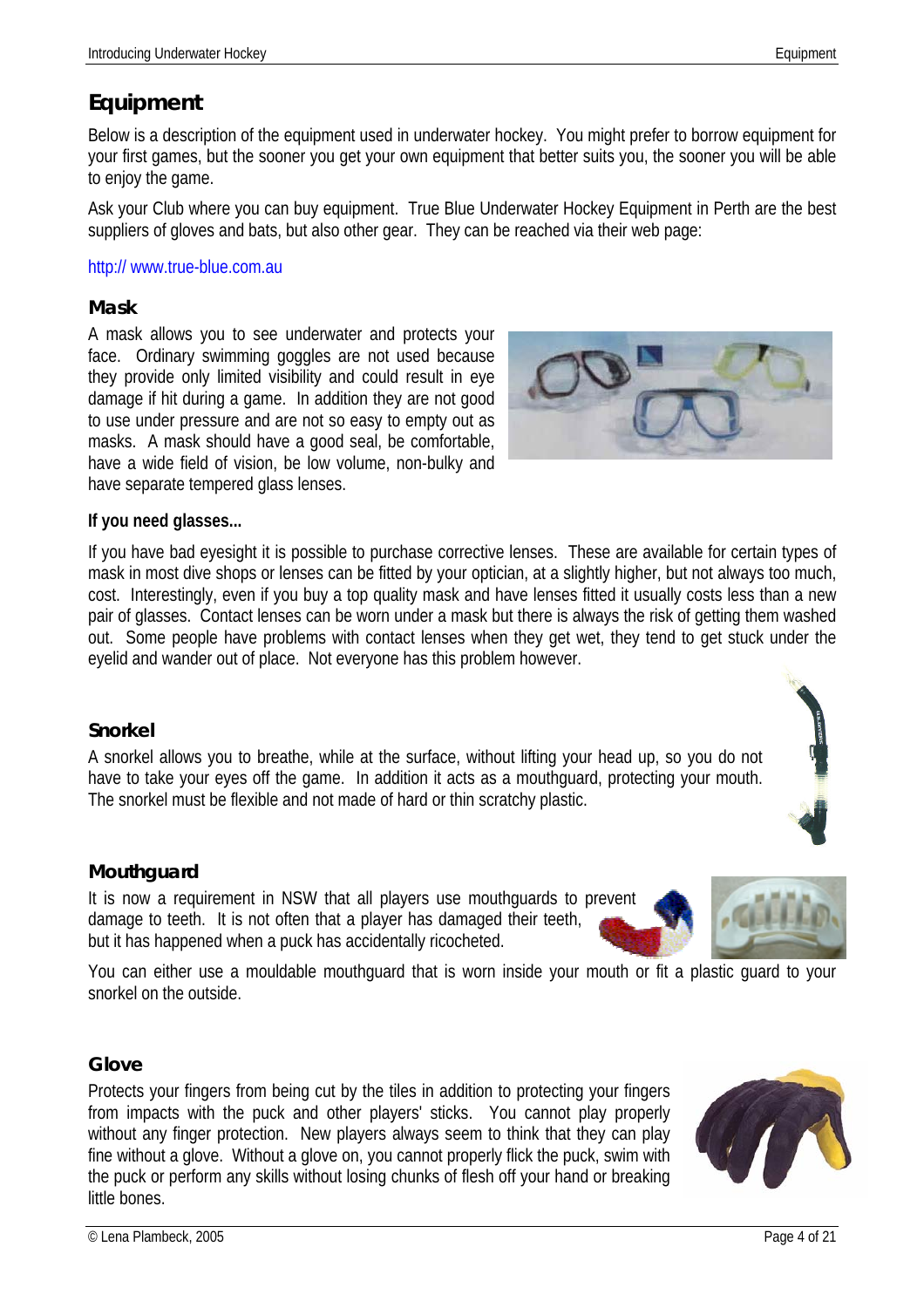# Equipment

Below is a description of the equipment used in underwater hockey. You might prefer to borrow equipment for your first games, but the sooner you get your own equipment that better suits you, the sooner you will be able to enjoy the game.

Ask your Club where you can buy equipment. True Blue Underwater Hockey Equipment in Perth are the best suppliers of gloves and bats, but also other gear. They can be reached via their web page:

http:// www.true-blue.com.au

## Mask

A mask allows you to see underwater and protects your face. Ordinary swimming goggles are not used because they provide only limited visibility and could result in eye damage if hit during a game. In addition they are not good to use under pressure and are not so easy to empty out as masks. A mask should have a good seal, be comfortable, have a wide field of vision, be low volume, non-bulky and have separate tempered glass lenses.

### If you need glasses...

If you have bad eyesight it is possible to purchase corrective lenses. These are available for certain types of mask in most dive shops or lenses can be fitted by your optician, at a slightly higher, but not always too much, cost. Interestingly, even if you buy a top quality mask and have lenses fitted it usually costs less than a new pair of glasses. Contact lenses can be worn under a mask but there is always the risk of getting them washed out. Some people have problems with contact lenses when they get wet, they tend to get stuck under the eyelid and wander out of place. Not everyone has this problem however.

## Snorkel

A snorkel allows you to breathe, while at the surface, without lifting your head up, so you do not have to take your eyes off the game. In addition it acts as a mouthguard, protecting your mouth. The snorkel must be flexible and not made of hard or thin scratchy plastic.

## Mouthguard

It is now a requirement in NSW that all players use mouthguards to prevent damage to teeth. It is not often that a player has damaged their teeth, but it has happened when a puck has accidentally ricocheted.

You can either use a mouldable mouthguard that is worn inside your mouth or fit a plastic guard to your snorkel on the outside.

## Glove

Protects your fingers from being cut by the tiles in addition to protecting your fingers from impacts with the puck and other players' sticks. You cannot play properly without any finger protection. New players always seem to think that they can play fine without a glove. Without a glove on, you cannot properly flick the puck, swim with the puck or perform any skills without losing chunks of flesh off your hand or breaking little bones.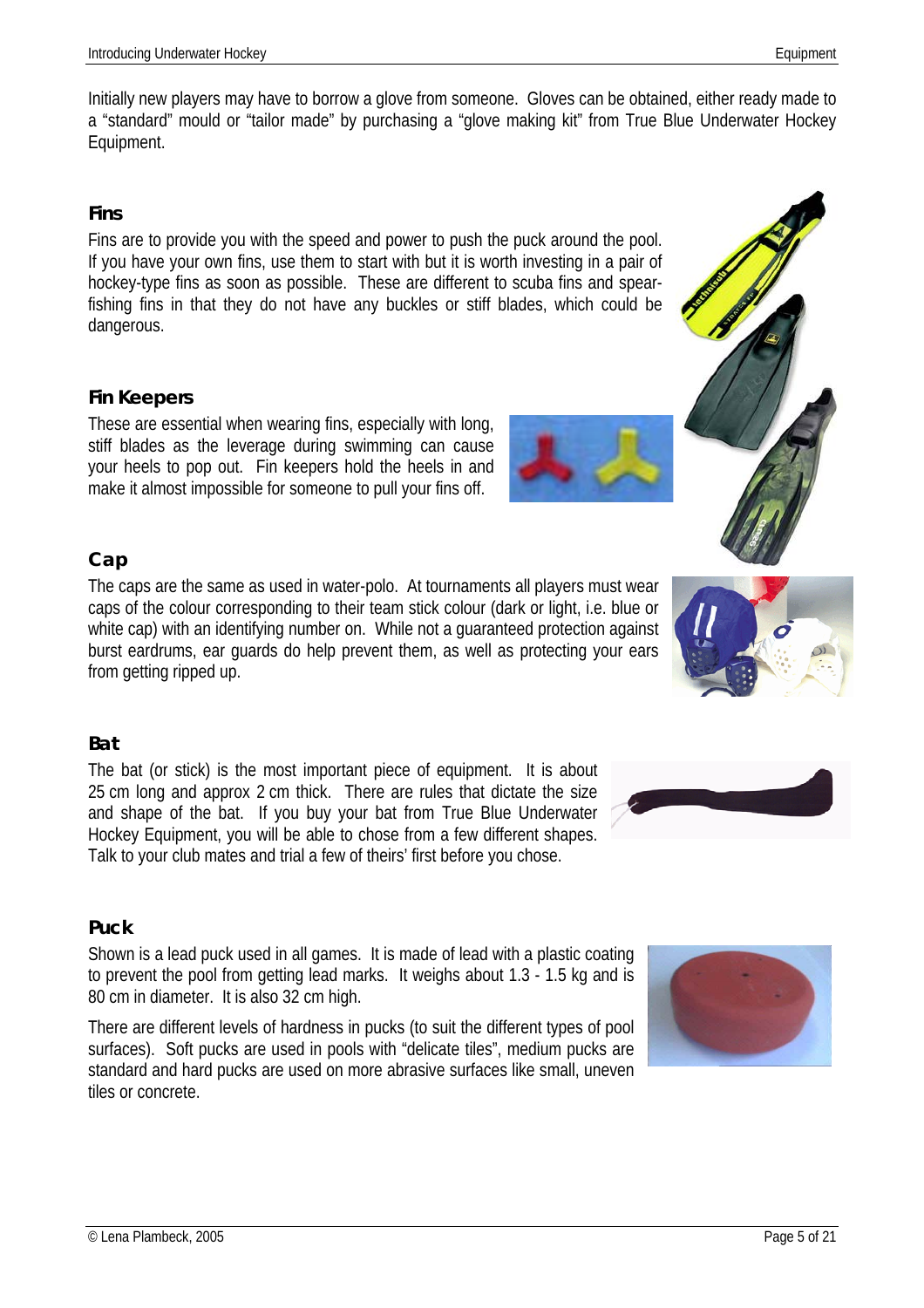Initially new players may have to borrow a glove from someone. Gloves can be obtained, either ready made to a "standard" mould or "tailor made" by purchasing a "glove making kit" from True Blue Underwater Hockey Equipment.

### Fins

Fins are to provide you with the speed and power to push the puck around the pool. If you have your own fins, use them to start with but it is worth investing in a pair of hockey-type fins as soon as possible. These are different to scuba fins and spear-fishing fins in that they do not have any buckles or stiff blades, which could be dangerous.

### Fin Keepers

These are essential when wearing fins, especially with long, stiff blades as the leverage during swimming can cause your heels to pop out. Fin keepers hold the heels in and make it almost impossible for someone to pull your fins off.

### Cap

The caps are the same as used in water-polo. At tournaments all players must wear caps of the colour corresponding to their team stick colour (dark or light, i.e. blue or white cap) with an identifying number on. While not a guaranteed protection against burst eardrums, ear guards do help prevent them, as well as protecting your ears from getting ripped up.

### Bat

The bat (or stick) is the most important piece of equipment. It is about 25 cm long and approx 2 cm thick. There are rules that dictate the size and shape of the bat. If you buy your bat from True Blue Underwater Hockey Equipment, you will be able to chose from a few different shapes. Talk to your club mates and trial a few of theirs' first before you chose.

### Puck

Shown is a lead puck used in all games. It is made of lead with a plastic coating to prevent the pool from getting lead marks. It weighs about 1.3 - 1.5 kg and is 80 cm in diameter. It is also 32 cm high.

There are different levels of hardness in pucks (to suit the different types of pool surfaces). Soft pucks are used in pools with "delicate tiles", medium pucks are standard and hard pucks are used on more abrasive surfaces like small, uneven tiles or concrete.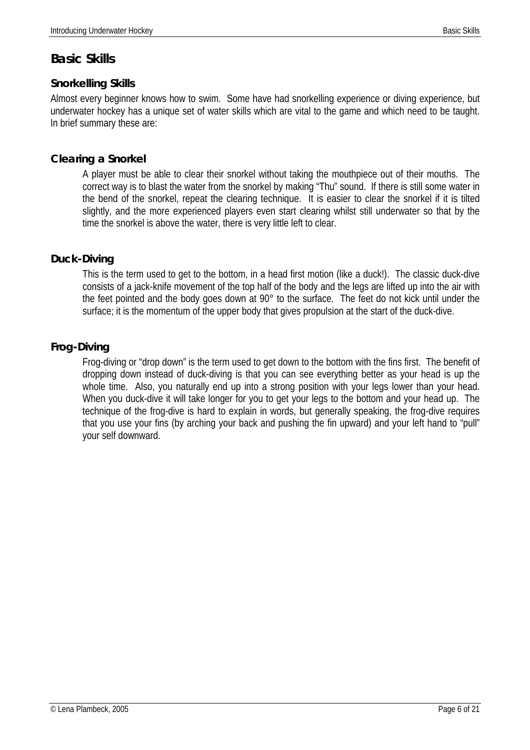# Basic Skills

## Snorkelling Skills

Almost every beginner knows how to swim. Some have had snorkelling experience or diving experience, but underwater hockey has a unique set of water skills which are vital to the game and which need to be taught. In brief summary these are:

### Clearing a Snorkel

A player must be able to clear their snorkel without taking the mouthpiece out of their mouths. The correct way is to blast the water from the snorkel by making "Thu" sound. If there is still some water in the bend of the snorkel, repeat the clearing technique. It is easier to clear the snorkel if it is tilted slightly, and the more experienced players even start clearing whilst still underwater so that by the time the snorkel is above the water, there is very little left to clear.

### Duck-Diving

This is the term used to get to the bottom, in a head first motion (like a duck!). The classic duck-dive consists of a jack-knife movement of the top half of the body and the legs are lifted up into the air with the feet pointed and the body goes down at 90° to the surface. The feet do not kick until under the surface; it is the momentum of the upper body that gives propulsion at the start of the duck-dive.

### Frog-Diving

Frog-diving or "drop down" is the term used to get down to the bottom with the fins first. The benefit of dropping down instead of duck-diving is that you can see everything better as your head is up the whole time. Also, you naturally end up into a strong position with your legs lower than your head. When you duck-dive it will take longer for you to get your legs to the bottom and your head up. The technique of the frog-dive is hard to explain in words, but generally speaking, the frog-dive requires that you use your fins (by arching your back and pushing the fin upward) and your left hand to "pull" your self downward.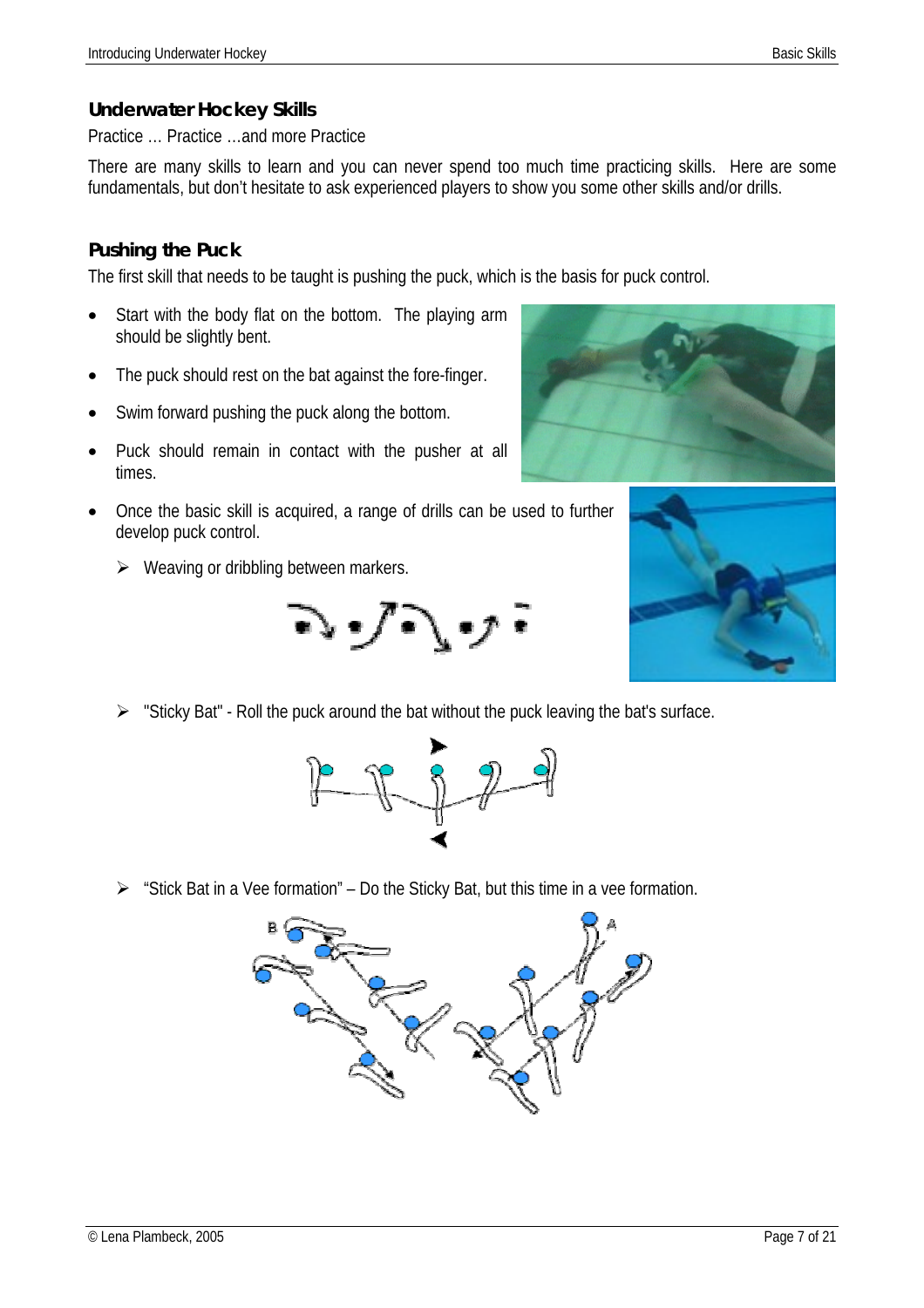## Underwater Hockey Skills

Practice … Practice …and more Practice

There are many skills to learn and you can never spend too much time practicing skills. Here are some fundamentals, but don't hesitate to ask experienced players to show you some other skills and/or drills.

### Pushing the Puck

The first skill that needs to be taught is pushing the puck, which is the basis for puck control.

- Start with the body flat on the bottom. The playing arm should be slightly bent.
- The puck should rest on the bat against the fore-finger.
- Swim forward pushing the puck along the bottom.
- Puck should remain in contact with the pusher at all times.
- Once the basic skill is acquired, a range of drills can be used to further develop puck control.
  - Weaving or dribbling between markers.
  - "Sticky Bat" - Roll the puck around the bat without the puck leaving the bat's surface.
  - "Stick Bat in a Vee formation" – Do the Sticky Bat, but this time in a vee formation.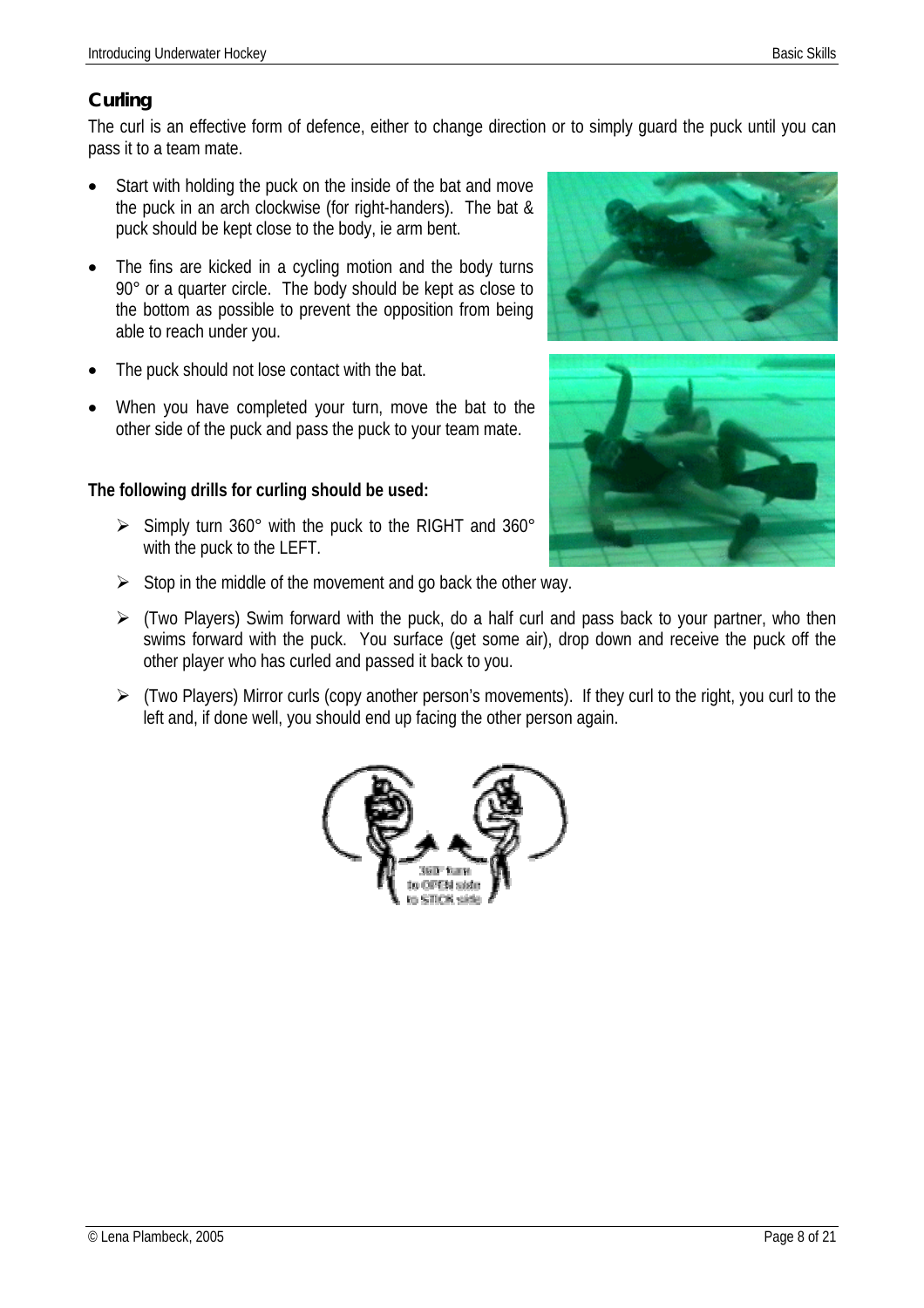## Curling

The curl is an effective form of defence, either to change direction or to simply guard the puck until you can pass it to a team mate.

- Start with holding the puck on the inside of the bat and move the puck in an arch clockwise (for right-handers). The bat & puck should be kept close to the body, ie arm bent.
- The fins are kicked in a cycling motion and the body turns 90° or a quarter circle. The body should be kept as close to the bottom as possible to prevent the opposition from being able to reach under you.
- The puck should not lose contact with the bat.
- When you have completed your turn, move the bat to the other side of the puck and pass the puck to your team mate.

**The following drills for curling should be used:**

- Simply turn 360° with the puck to the RIGHT and 360° with the puck to the LEFT.
- Stop in the middle of the movement and go back the other way.
- (Two Players) Swim forward with the puck, do a half curl and pass back to your partner, who then swims forward with the puck. You surface (get some air), drop down and receive the puck off the other player who has curled and passed it back to you.
- (Two Players) Mirror curls (copy another person's movements). If they curl to the right, you curl to the left and, if done well, you should end up facing the other person again.

360° turn to OPEN side to STICK side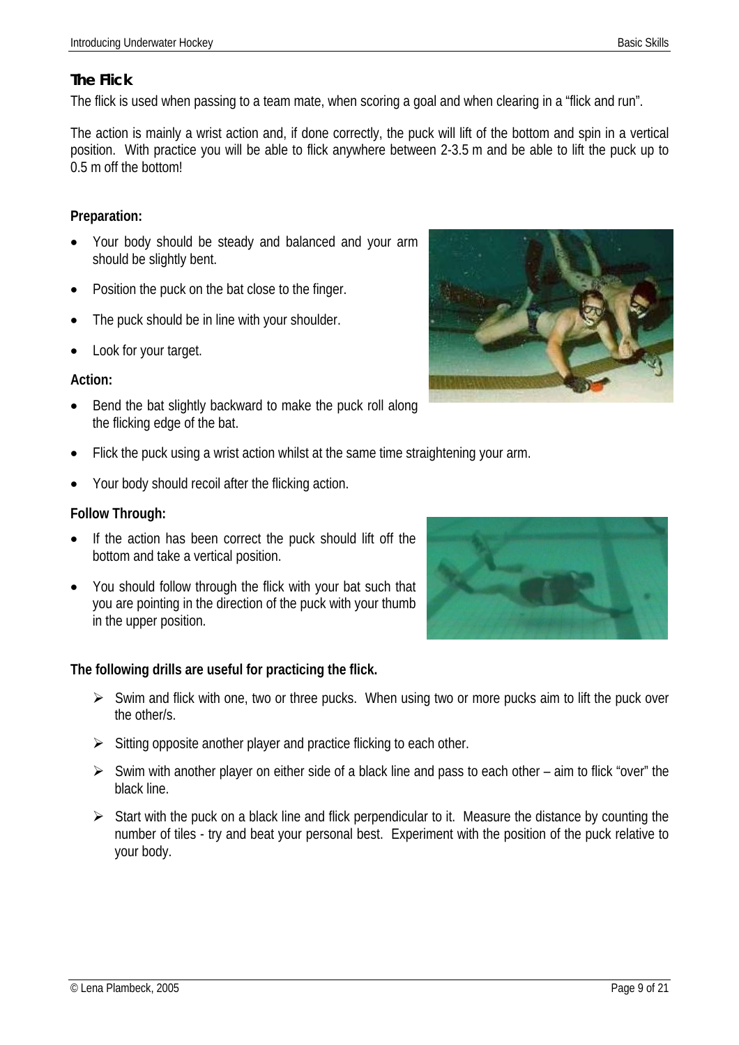## The Flick

The flick is used when passing to a team mate, when scoring a goal and when clearing in a "flick and run".

The action is mainly a wrist action and, if done correctly, the puck will lift of the bottom and spin in a vertical position. With practice you will be able to flick anywhere between 2-3.5 m and be able to lift the puck up to 0.5 m off the bottom!

**Preparation:**

- Your body should be steady and balanced and your arm should be slightly bent.
- Position the puck on the bat close to the finger.
- The puck should be in line with your shoulder.
- Look for your target.

**Action:**

- Bend the bat slightly backward to make the puck roll along the flicking edge of the bat.
- Flick the puck using a wrist action whilst at the same time straightening your arm.
- Your body should recoil after the flicking action.

**Follow Through:**

- If the action has been correct the puck should lift off the bottom and take a vertical position.
- You should follow through the flick with your bat such that you are pointing in the direction of the puck with your thumb in the upper position.

**The following drills are useful for practicing the flick.**

- Swim and flick with one, two or three pucks. When using two or more pucks aim to lift the puck over the other/s.
- Sitting opposite another player and practice flicking to each other.
- Swim with another player on either side of a black line and pass to each other – aim to flick "over" the black line.
- Start with the puck on a black line and flick perpendicular to it. Measure the distance by counting the number of tiles - try and beat your personal best. Experiment with the position of the puck relative to your body.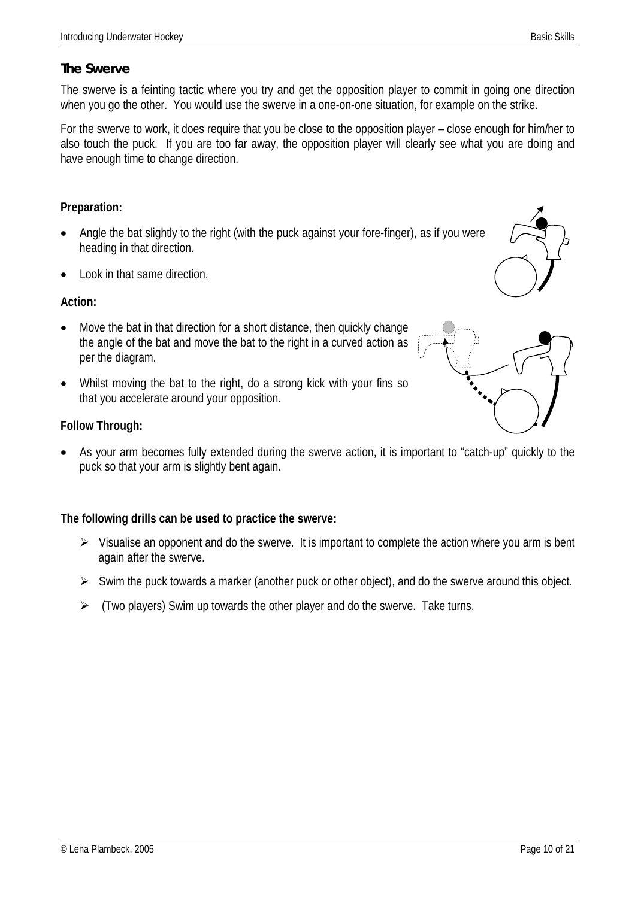## The Swerve

The swerve is a feinting tactic where you try and get the opposition player to commit in going one direction when you go the other. You would use the swerve in a one-on-one situation, for example on the strike.

For the swerve to work, it does require that you be close to the opposition player – close enough for him/her to also touch the puck. If you are too far away, the opposition player will clearly see what you are doing and have enough time to change direction.

**Preparation:**

- Angle the bat slightly to the right (with the puck against your fore-finger), as if you were heading in that direction.
- Look in that same direction.

**Action:**

- Move the bat in that direction for a short distance, then quickly change the angle of the bat and move the bat to the right in a curved action as per the diagram.
- Whilst moving the bat to the right, do a strong kick with your fins so that you accelerate around your opposition.

**Follow Through:**

- As your arm becomes fully extended during the swerve action, it is important to "catch-up" quickly to the puck so that your arm is slightly bent again.

**The following drills can be used to practice the swerve:**

- Visualise an opponent and do the swerve. It is important to complete the action where you arm is bent again after the swerve.
- Swim the puck towards a marker (another puck or other object), and do the swerve around this object.
- (Two players) Swim up towards the other player and do the swerve. Take turns.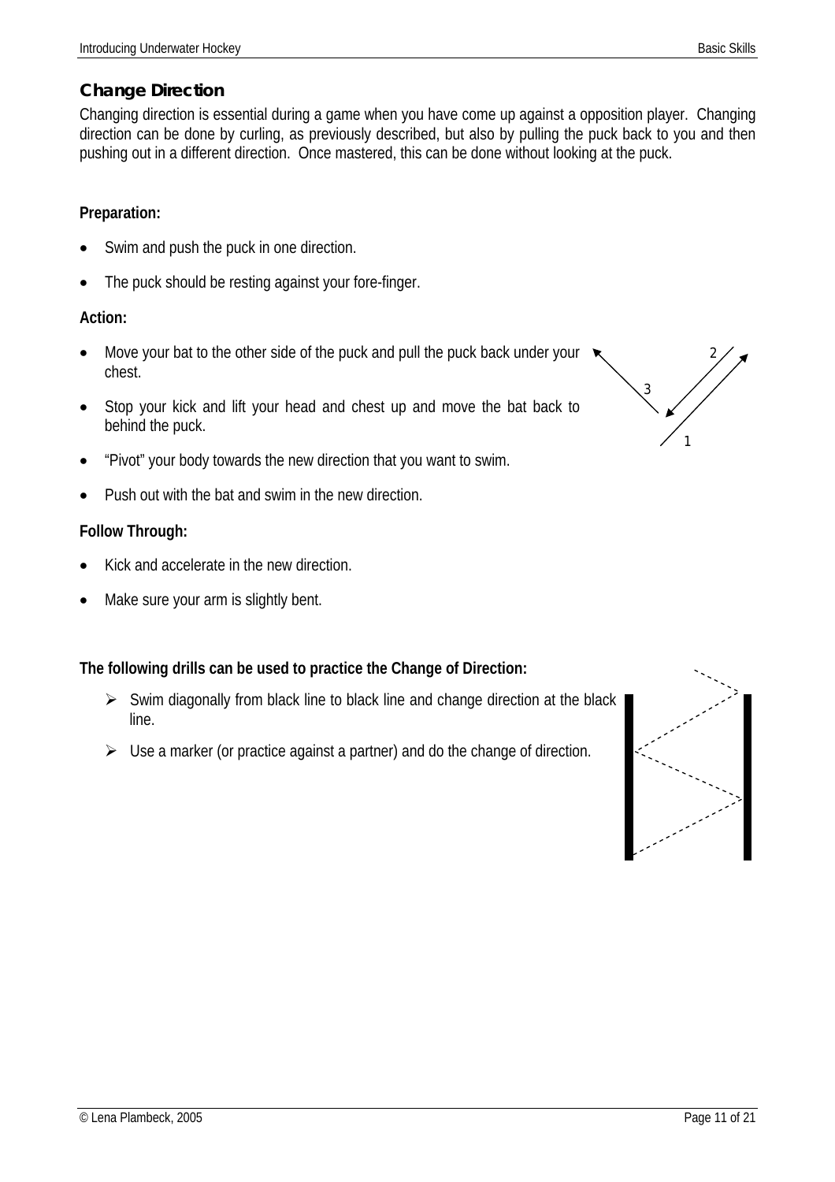## Change Direction

Changing direction is essential during a game when you have come up against a opposition player. Changing direction can be done by curling, as previously described, but also by pulling the puck back to you and then pushing out in a different direction. Once mastered, this can be done without looking at the puck.

**Preparation:**

- Swim and push the puck in one direction.
- The puck should be resting against your fore-finger.

**Action:**

- Move your bat to the other side of the puck and pull the puck back under your chest.
- Stop your kick and lift your head and chest up and move the bat back to behind the puck.
- "Pivot" your body towards the new direction that you want to swim.
- Push out with the bat and swim in the new direction.

**Follow Through:**

- Kick and accelerate in the new direction.
- Make sure your arm is slightly bent.

**The following drills can be used to practice the Change of Direction:**

- Swim diagonally from black line to black line and change direction at the black line.
- Use a marker (or practice against a partner) and do the change of direction.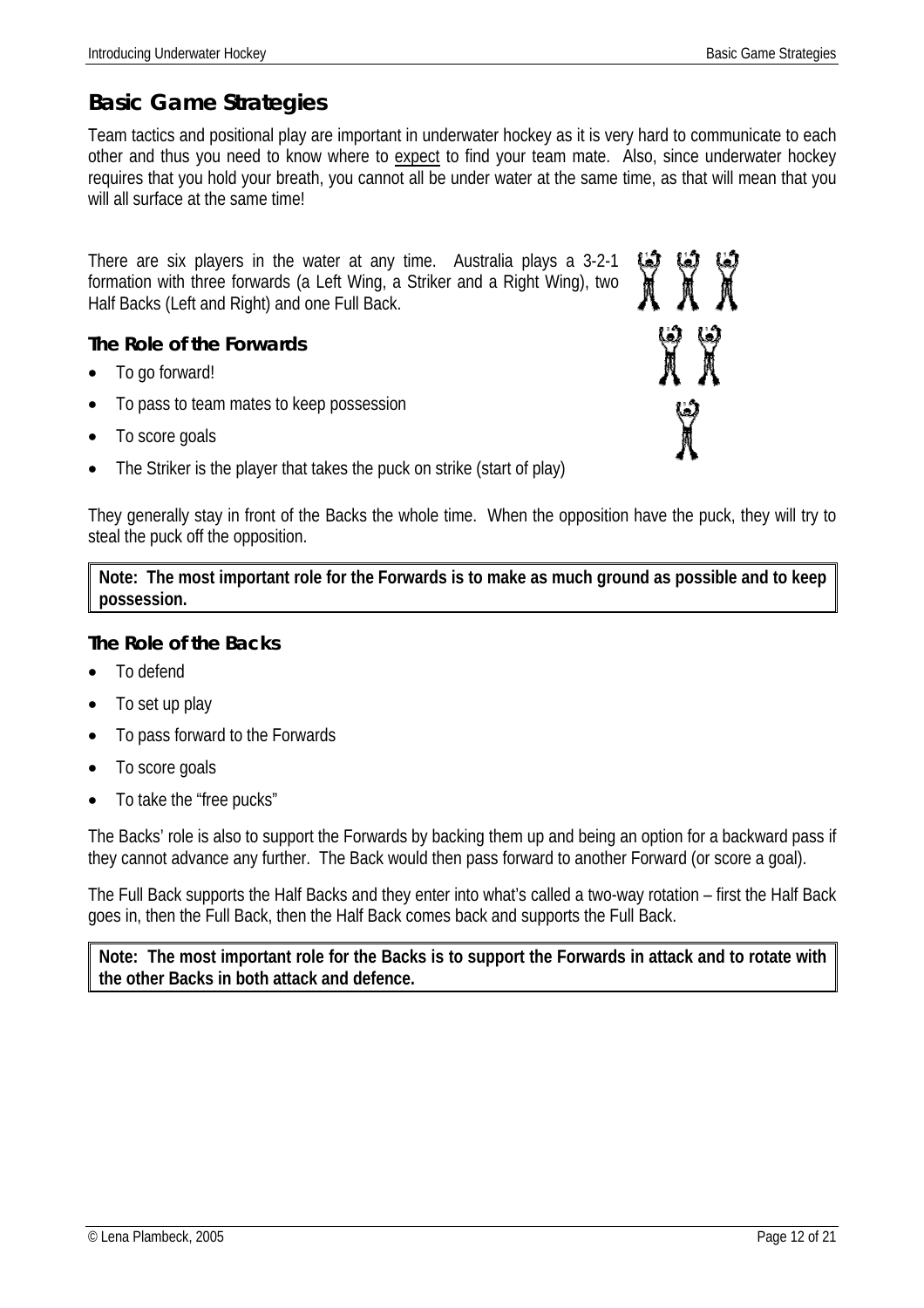## Basic Game Strategies

Team tactics and positional play are important in underwater hockey as it is very hard to communicate to each other and thus you need to know where to expect to find your team mate. Also, since underwater hockey requires that you hold your breath, you cannot all be under water at the same time, as that will mean that you will all surface at the same time!

There are six players in the water at any time. Australia plays a 3-2-1 formation with three forwards (a Left Wing, a Striker and a Right Wing), two Half Backs (Left and Right) and one Full Back.

### The Role of the Forwards

- To go forward!
- To pass to team mates to keep possession
- To score goals
- The Striker is the player that takes the puck on strike (start of play)

They generally stay in front of the Backs the whole time. When the opposition have the puck, they will try to steal the puck off the opposition.

**Note: The most important role for the Forwards is to make as much ground as possible and to keep possession.**

### The Role of the Backs

- To defend
- To set up play
- To pass forward to the Forwards
- To score goals
- To take the "free pucks"

The Backs' role is also to support the Forwards by backing them up and being an option for a backward pass if they cannot advance any further. The Back would then pass forward to another Forward (or score a goal).

The Full Back supports the Half Backs and they enter into what's called a two-way rotation – first the Half Back goes in, then the Full Back, then the Half Back comes back and supports the Full Back.

**Note: The most important role for the Backs is to support the Forwards in attack and to rotate with the other Backs in both attack and defence.**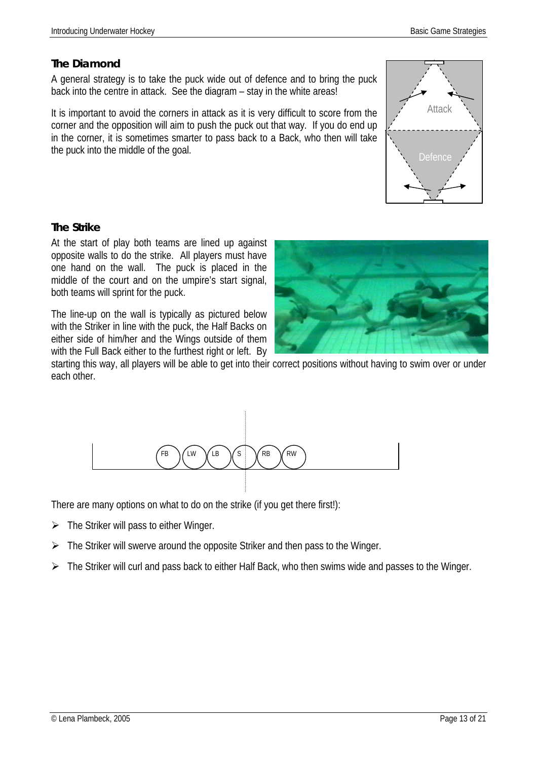### The Diamond

A general strategy is to take the puck wide out of defence and to bring the puck back into the centre in attack. See the diagram – stay in the white areas!

It is important to avoid the corners in attack as it is very difficult to score from the corner and the opposition will aim to push the puck out that way. If you do end up in the corner, it is sometimes smarter to pass back to a Back, who then will take the puck into the middle of the goal.

Attack

Defence

### The Strike

At the start of play both teams are lined up against opposite walls to do the strike. All players must have one hand on the wall. The puck is placed in the middle of the court and on the umpire's start signal, both teams will sprint for the puck.

The line-up on the wall is typically as pictured below with the Striker in line with the puck, the Half Backs on either side of him/her and the Wings outside of them with the Full Back either to the furthest right or left. By starting this way, all players will be able to get into their correct positions without having to swim over or under each other.

FB LW LB S RB RW

There are many options on what to do on the strike (if you get there first!):

- The Striker will pass to either Winger.
- The Striker will swerve around the opposite Striker and then pass to the Winger.
- The Striker will curl and pass back to either Half Back, who then swims wide and passes to the Winger.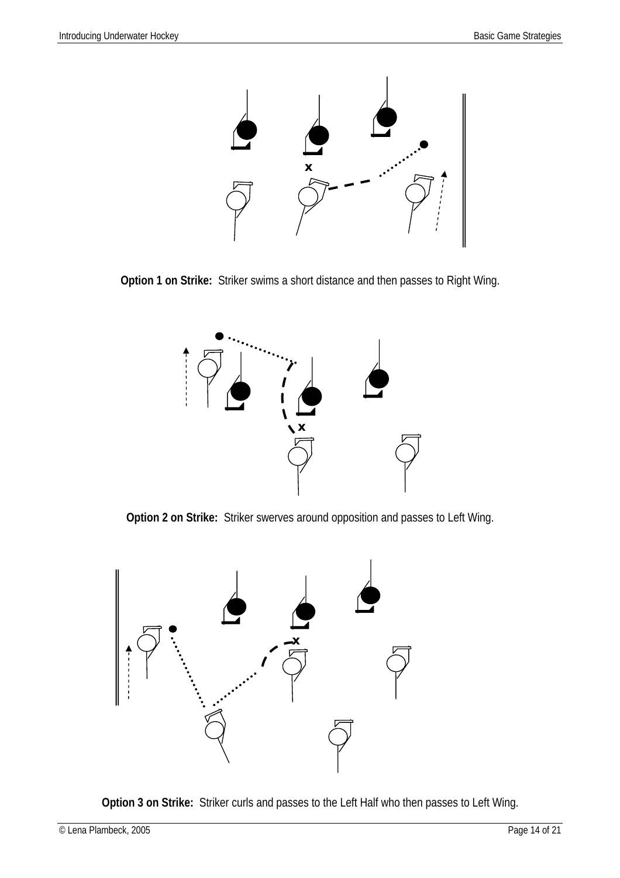**Option 1 on Strike:** Striker swims a short distance and then passes to Right Wing.

**Option 2 on Strike:** Striker swerves around opposition and passes to Left Wing.

**Option 3 on Strike:** Striker curls and passes to the Left Half who then passes to Left Wing.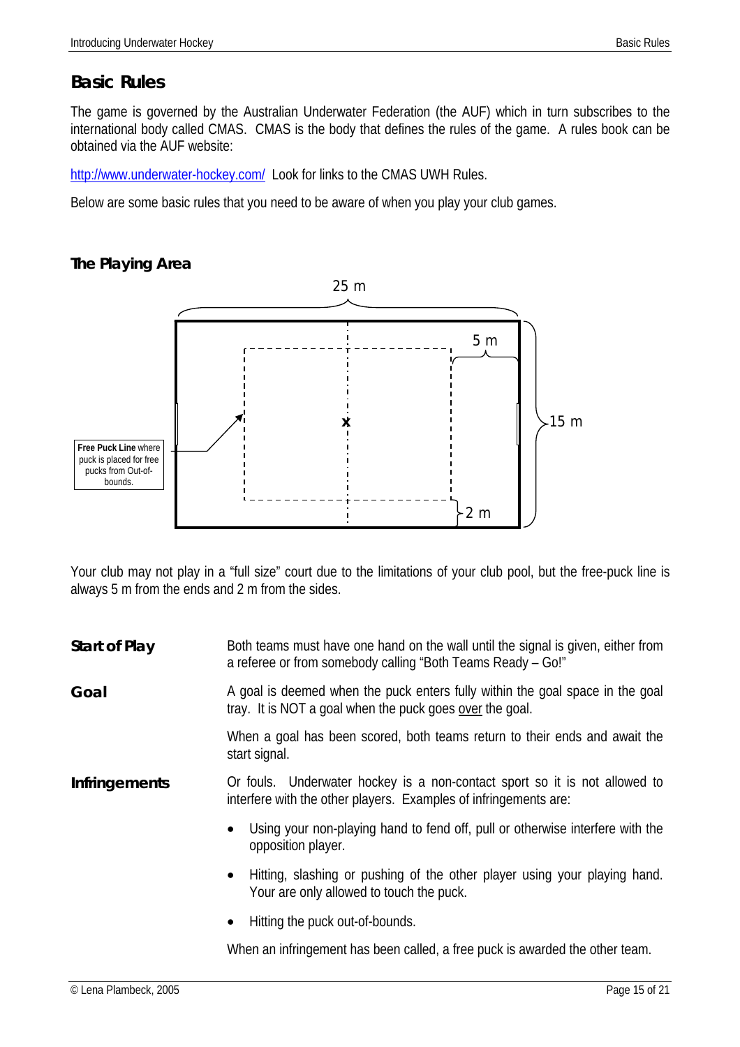## Basic Rules

The game is governed by the Australian Underwater Federation (the AUF) which in turn subscribes to the international body called CMAS. CMAS is the body that defines the rules of the game. A rules book can be obtained via the AUF website:

http://www.underwater-hockey.com/ Look for links to the CMAS UWH Rules.

Below are some basic rules that you need to be aware of when you play your club games.

### The Playing Area

25 m

5 m

15 m

2 m

**Free Puck Line** where puck is placed for free pucks from Out-of-bounds.

Your club may not play in a "full size" court due to the limitations of your club pool, but the free-puck line is always 5 m from the ends and 2 m from the sides.

**Start of Play**

Both teams must have one hand on the wall until the signal is given, either from a referee or from somebody calling "Both Teams Ready – Go!"

**Goal**

A goal is deemed when the puck enters fully within the goal space in the goal tray. It is NOT a goal when the puck goes over the goal.

When a goal has been scored, both teams return to their ends and await the start signal.

**Infringements**

Or fouls. Underwater hockey is a non-contact sport so it is not allowed to interfere with the other players. Examples of infringements are:

- Using your non-playing hand to fend off, pull or otherwise interfere with the opposition player.
- Hitting, slashing or pushing of the other player using your playing hand. Your are only allowed to touch the puck.
- Hitting the puck out-of-bounds.

When an infringement has been called, a free puck is awarded the other team.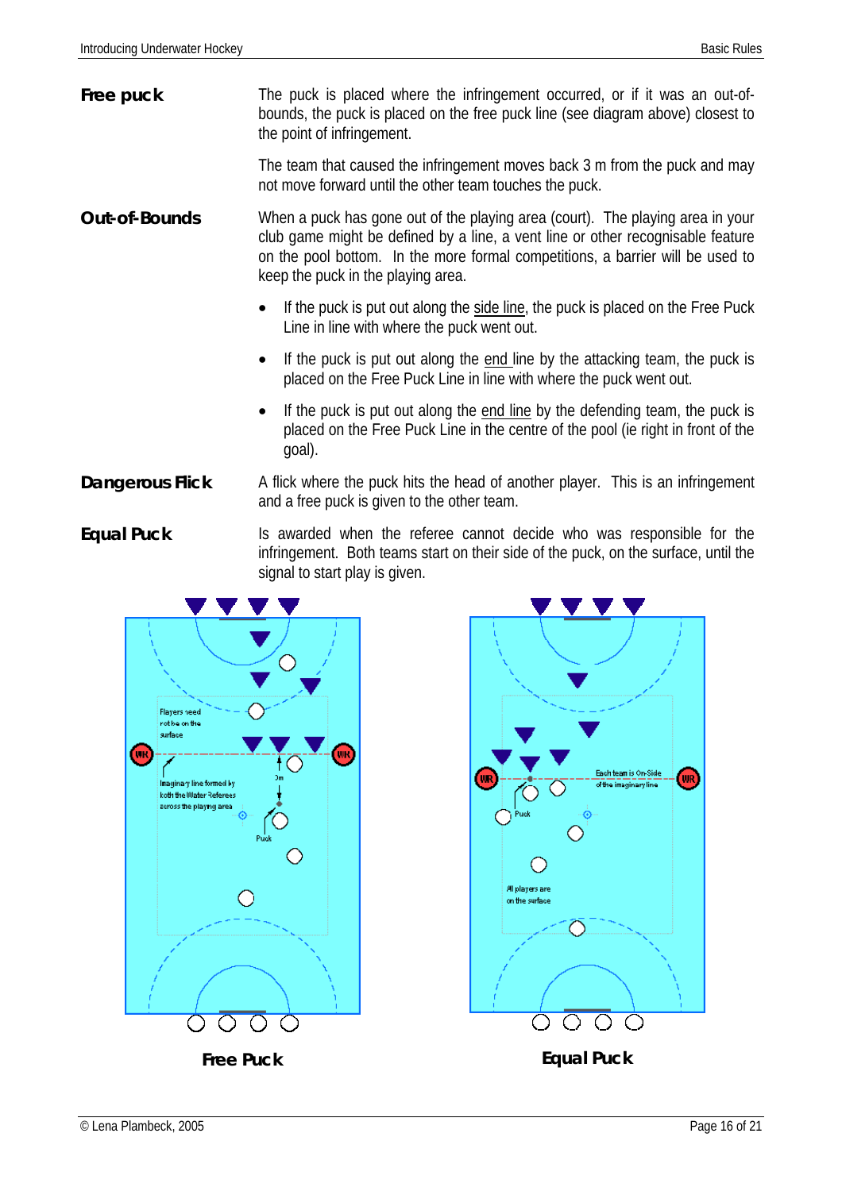**Free puck**

The puck is placed where the infringement occurred, or if it was an out-of-bounds, the puck is placed on the free puck line (see diagram above) closest to the point of infringement.

The team that caused the infringement moves back 3 m from the puck and may not move forward until the other team touches the puck.

**Out-of-Bounds**

When a puck has gone out of the playing area (court). The playing area in your club game might be defined by a line, a vent line or other recognisable feature on the pool bottom. In the more formal competitions, a barrier will be used to keep the puck in the playing area.

- If the puck is put out along the side line, the puck is placed on the Free Puck Line in line with where the puck went out.
- If the puck is put out along the end line by the attacking team, the puck is placed on the Free Puck Line in line with where the puck went out.
- If the puck is put out along the end line by the defending team, the puck is placed on the Free Puck Line in the centre of the pool (ie right in front of the goal).

**Dangerous Flick**

A flick where the puck hits the head of another player. This is an infringement and a free puck is given to the other team.

**Equal Puck**

Is awarded when the referee cannot decide who was responsible for the infringement. Both teams start on their side of the puck, on the surface, until the signal to start play is given.

Players need not be on the surface

Imaginary line formed by both the Water Referees across the playing area

3m

Puck

**Free Puck**

Each team is On-Side of the imaginary line

Puck

All players are on the surface

**Equal Puck**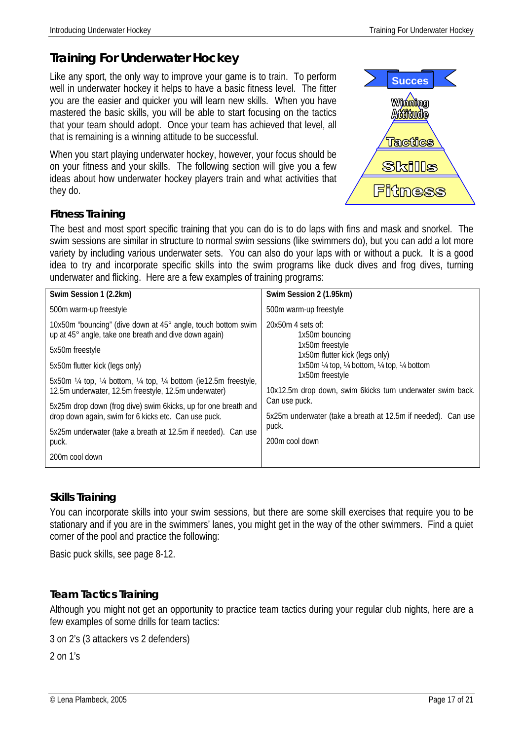# Training For Underwater Hockey

Like any sport, the only way to improve your game is to train. To perform well in underwater hockey it helps to have a basic fitness level. The fitter you are the easier and quicker you will learn new skills. When you have mastered the basic skills, you will be able to start focusing on the tactics that your team should adopt. Once your team has achieved that level, all that is remaining is a winning attitude to be successful.

When you start playing underwater hockey, however, your focus should be on your fitness and your skills. The following section will give you a few ideas about how underwater hockey players train and what activities that they do.

Succes

Winning Attitude

Tactics

Skills

Fitness

## Fitness Training

The best and most sport specific training that you can do is to do laps with fins and mask and snorkel. The swim sessions are similar in structure to normal swim sessions (like swimmers do), but you can add a lot more variety by including various underwater sets. You can also do your laps with or without a puck. It is a good idea to try and incorporate specific skills into the swim programs like duck dives and frog dives, turning underwater and flicking. Here are a few examples of training programs:

| Swim Session 1 (2.2km) | Swim Session 2 (1.95km) |
|---|---|
| 500m warm-up freestyle | 500m warm-up freestyle |
| 10x50m "bouncing" (dive down at 45° angle, touch bottom swim up at 45° angle, take one breath and dive down again) | 20x50m 4 sets of:<br>1x50m bouncing<br>1x50m freestyle<br>1x50m flutter kick (legs only)<br>1x50m ¼ top, ¼ bottom, ¼ top, ¼ bottom<br>1x50m freestyle |
| 5x50m freestyle | |
| 5x50m flutter kick (legs only) | |
| 5x50m ¼ top, ¼ bottom, ¼ top, ¼ bottom (ie12.5m freestyle, 12.5m underwater, 12.5m freestyle, 12.5m underwater) | 10x12.5m drop down, swim 6kicks turn underwater swim back. Can use puck. |
| 5x25m drop down (frog dive) swim 6kicks, up for one breath and drop down again, swim for 6 kicks etc. Can use puck. | 5x25m underwater (take a breath at 12.5m if needed). Can use puck. |
| 5x25m underwater (take a breath at 12.5m if needed). Can use puck. | 200m cool down |
| 200m cool down | |

## Skills Training

You can incorporate skills into your swim sessions, but there are some skill exercises that require you to be stationary and if you are in the swimmers' lanes, you might get in the way of the other swimmers. Find a quiet corner of the pool and practice the following:

Basic puck skills, see page 8-12.

## Team Tactics Training

Although you might not get an opportunity to practice team tactics during your regular club nights, here are a few examples of some drills for team tactics:

3 on 2's (3 attackers vs 2 defenders)

2 on 1's

© Lena Plambeck, 2005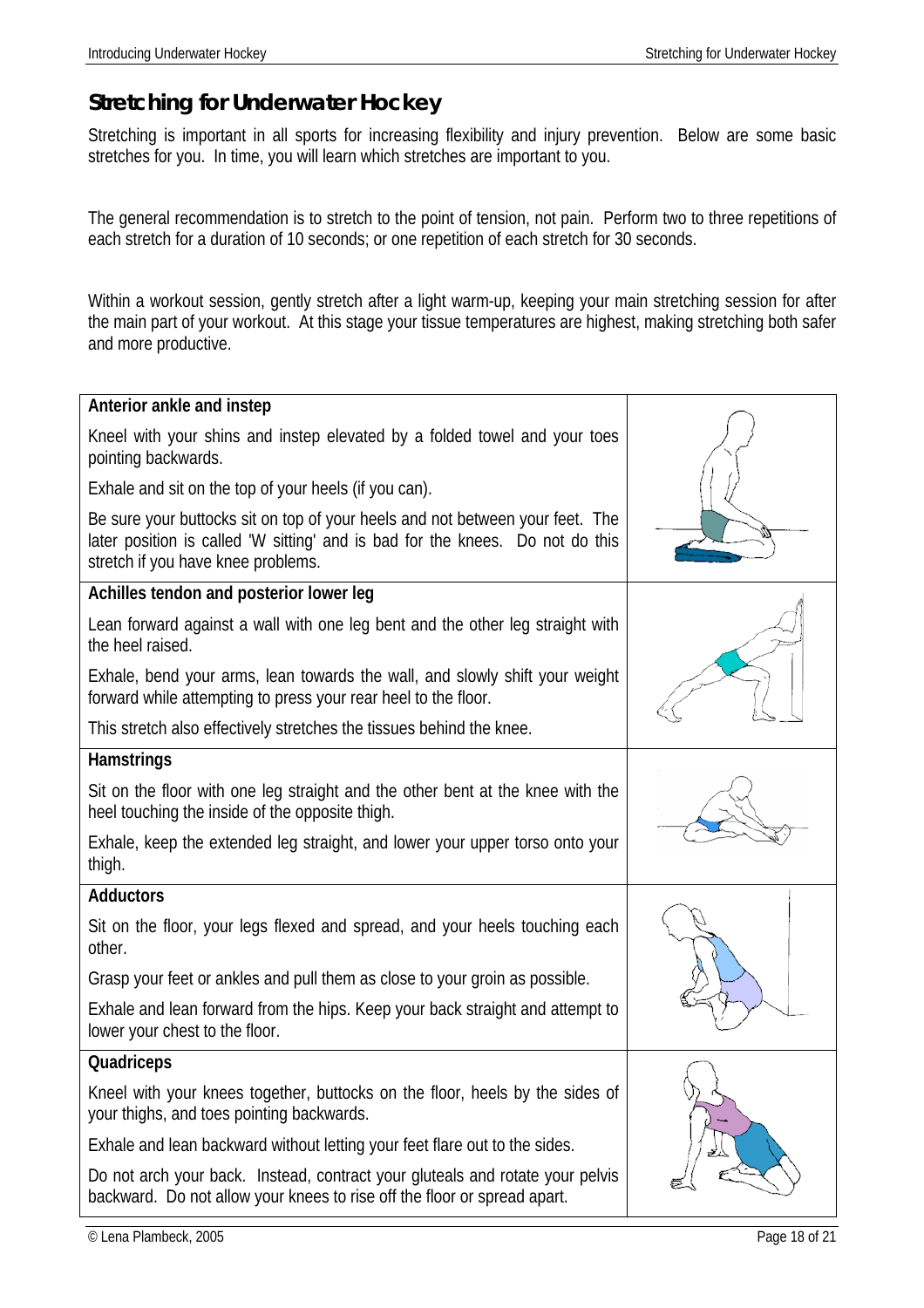## Stretching for Underwater Hockey

Stretching is important in all sports for increasing flexibility and injury prevention. Below are some basic stretches for you. In time, you will learn which stretches are important to you.

The general recommendation is to stretch to the point of tension, not pain. Perform two to three repetitions of each stretch for a duration of 10 seconds; or one repetition of each stretch for 30 seconds.

Within a workout session, gently stretch after a light warm-up, keeping your main stretching session for after the main part of your workout. At this stage your tissue temperatures are highest, making stretching both safer and more productive.

**Anterior ankle and instep**

Kneel with your shins and instep elevated by a folded towel and your toes pointing backwards.

Exhale and sit on the top of your heels (if you can).

Be sure your buttocks sit on top of your heels and not between your feet. The later position is called 'W sitting' and is bad for the knees. Do not do this stretch if you have knee problems.

**Achilles tendon and posterior lower leg**

Lean forward against a wall with one leg bent and the other leg straight with the heel raised.

Exhale, bend your arms, lean towards the wall, and slowly shift your weight forward while attempting to press your rear heel to the floor.

This stretch also effectively stretches the tissues behind the knee.

**Hamstrings**

Sit on the floor with one leg straight and the other bent at the knee with the heel touching the inside of the opposite thigh.

Exhale, keep the extended leg straight, and lower your upper torso onto your thigh.

**Adductors**

Sit on the floor, your legs flexed and spread, and your heels touching each other.

Grasp your feet or ankles and pull them as close to your groin as possible.

Exhale and lean forward from the hips. Keep your back straight and attempt to lower your chest to the floor.

**Quadriceps**

Kneel with your knees together, buttocks on the floor, heels by the sides of your thighs, and toes pointing backwards.

Exhale and lean backward without letting your feet flare out to the sides.

Do not arch your back. Instead, contract your gluteals and rotate your pelvis backward. Do not allow your knees to rise off the floor or spread apart.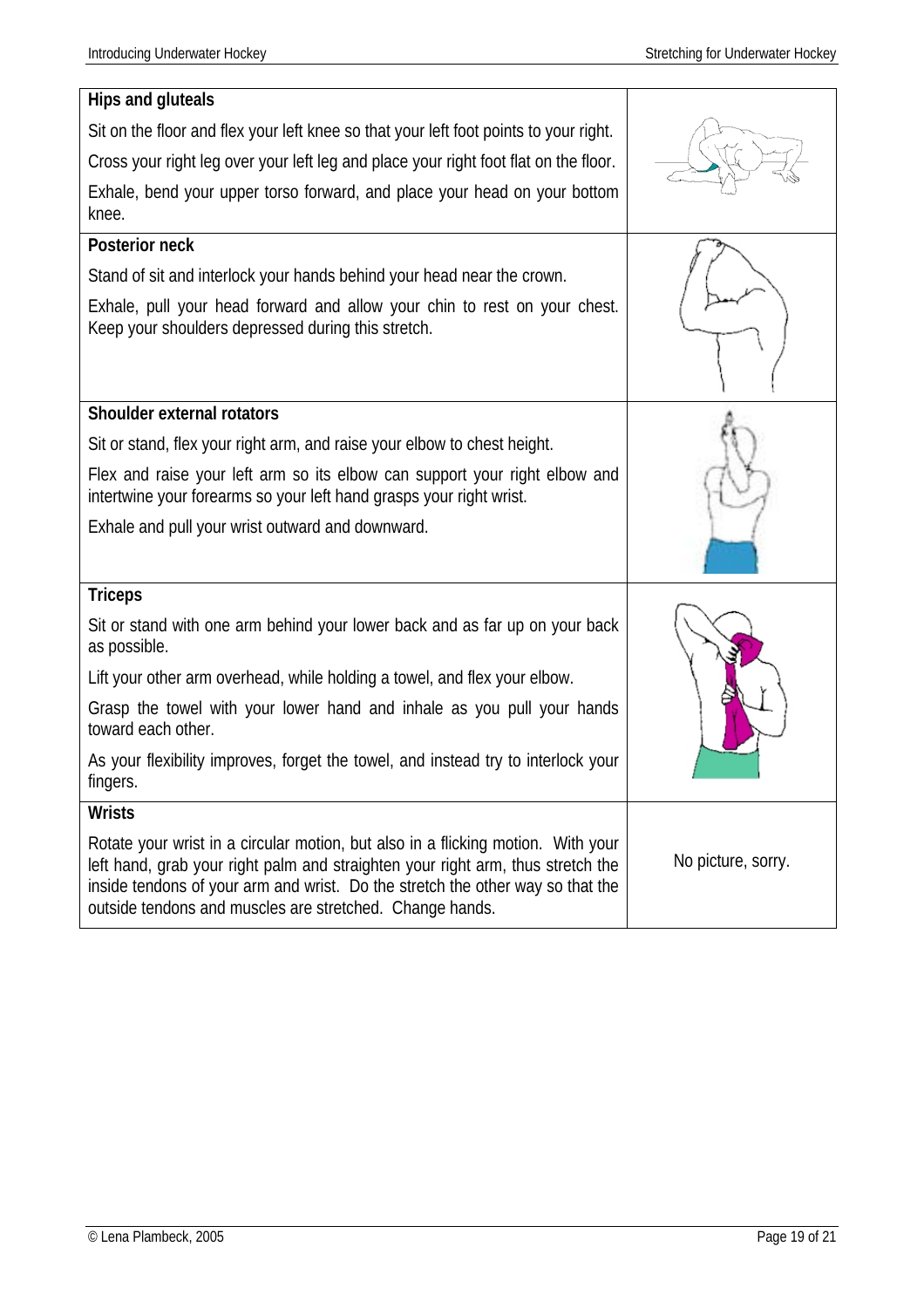| Hips and gluteals | |
|---|---|
| Sit on the floor and flex your left knee so that your left foot points to your right. Cross your right leg over your left leg and place your right foot flat on the floor. Exhale, bend your upper torso forward, and place your head on your bottom knee. | |
| **Posterior neck** | |
| Stand of sit and interlock your hands behind your head near the crown. Exhale, pull your head forward and allow your chin to rest on your chest. Keep your shoulders depressed during this stretch. | |
| **Shoulder external rotators** | |
| Sit or stand, flex your right arm, and raise your elbow to chest height. Flex and raise your left arm so its elbow can support your right elbow and intertwine your forearms so your left hand grasps your right wrist. Exhale and pull your wrist outward and downward. | |
| **Triceps** | |
| Sit or stand with one arm behind your lower back and as far up on your back as possible. Lift your other arm overhead, while holding a towel, and flex your elbow. Grasp the towel with your lower hand and inhale as you pull your hands toward each other. As your flexibility improves, forget the towel, and instead try to interlock your fingers. | |
| **Wrists** | |
| Rotate your wrist in a circular motion, but also in a flicking motion. With your left hand, grab your right palm and straighten your right arm, thus stretch the inside tendons of your arm and wrist. Do the stretch the other way so that the outside tendons and muscles are stretched. Change hands. | No picture, sorry. |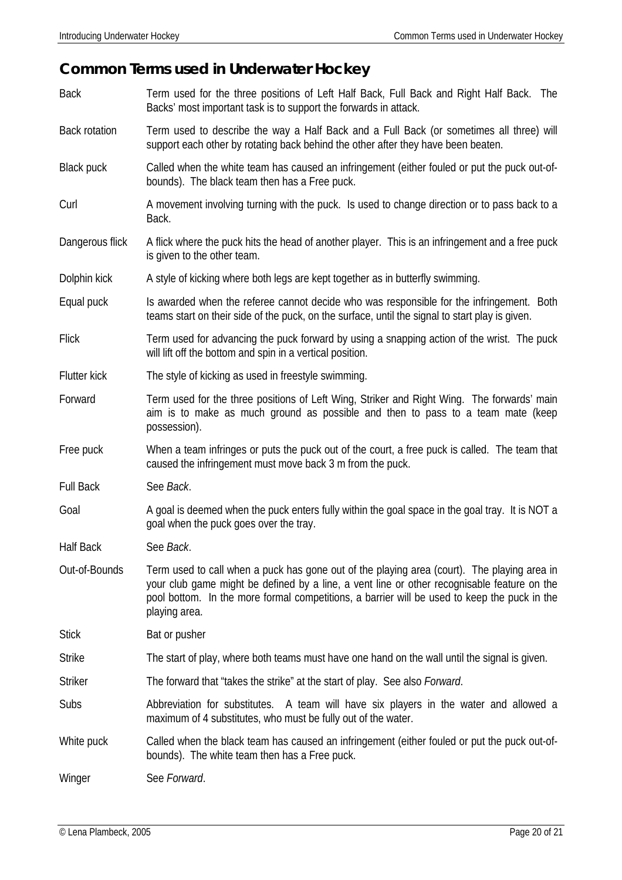## Common Terms used in Underwater Hockey

**Back** – Term used for the three positions of Left Half Back, Full Back and Right Half Back. The Backs' most important task is to support the forwards in attack.

**Back rotation** – Term used to describe the way a Half Back and a Full Back (or sometimes all three) will support each other by rotating back behind the other after they have been beaten.

**Black puck** – Called when the white team has caused an infringement (either fouled or put the puck out-of-bounds). The black team then has a Free puck.

**Curl** – A movement involving turning with the puck. Is used to change direction or to pass back to a Back.

**Dangerous flick** – A flick where the puck hits the head of another player. This is an infringement and a free puck is given to the other team.

**Dolphin kick** – A style of kicking where both legs are kept together as in butterfly swimming.

**Equal puck** – Is awarded when the referee cannot decide who was responsible for the infringement. Both teams start on their side of the puck, on the surface, until the signal to start play is given.

**Flick** – Term used for advancing the puck forward by using a snapping action of the wrist. The puck will lift off the bottom and spin in a vertical position.

**Flutter kick** – The style of kicking as used in freestyle swimming.

**Forward** – Term used for the three positions of Left Wing, Striker and Right Wing. The forwards' main aim is to make as much ground as possible and then to pass to a team mate (keep possession).

**Free puck** – When a team infringes or puts the puck out of the court, a free puck is called. The team that caused the infringement must move back 3 m from the puck.

**Full Back** – See *Back*.

**Goal** – A goal is deemed when the puck enters fully within the goal space in the goal tray. It is NOT a goal when the puck goes over the tray.

**Half Back** – See *Back*.

**Out-of-Bounds** – Term used to call when a puck has gone out of the playing area (court). The playing area in your club game might be defined by a line, a vent line or other recognisable feature on the pool bottom. In the more formal competitions, a barrier will be used to keep the puck in the playing area.

**Stick** – Bat or pusher

**Strike** – The start of play, where both teams must have one hand on the wall until the signal is given.

**Striker** – The forward that "takes the strike" at the start of play. See also *Forward*.

**Subs** – Abbreviation for substitutes. A team will have six players in the water and allowed a maximum of 4 substitutes, who must be fully out of the water.

**White puck** – Called when the black team has caused an infringement (either fouled or put the puck out-of-bounds). The white team then has a Free puck.

**Winger** – See *Forward*.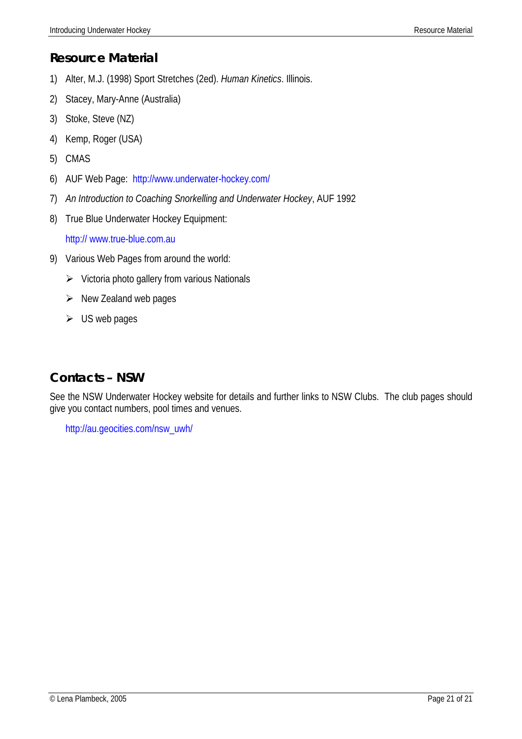## Resource Material

1) Alter, M.J. (1998) Sport Stretches (2ed). *Human Kinetics*. Illinois.
2) Stacey, Mary-Anne (Australia)
3) Stoke, Steve (NZ)
4) Kemp, Roger (USA)
5) CMAS
6) AUF Web Page: http://www.underwater-hockey.com/
7) *An Introduction to Coaching Snorkelling and Underwater Hockey*, AUF 1992
8) True Blue Underwater Hockey Equipment:

   http:// www.true-blue.com.au
9) Various Web Pages from around the world:
   - Victoria photo gallery from various Nationals
   - New Zealand web pages
   - US web pages

## Contacts – NSW

See the NSW Underwater Hockey website for details and further links to NSW Clubs. The club pages should give you contact numbers, pool times and venues.

http://au.geocities.com/nsw_uwh/